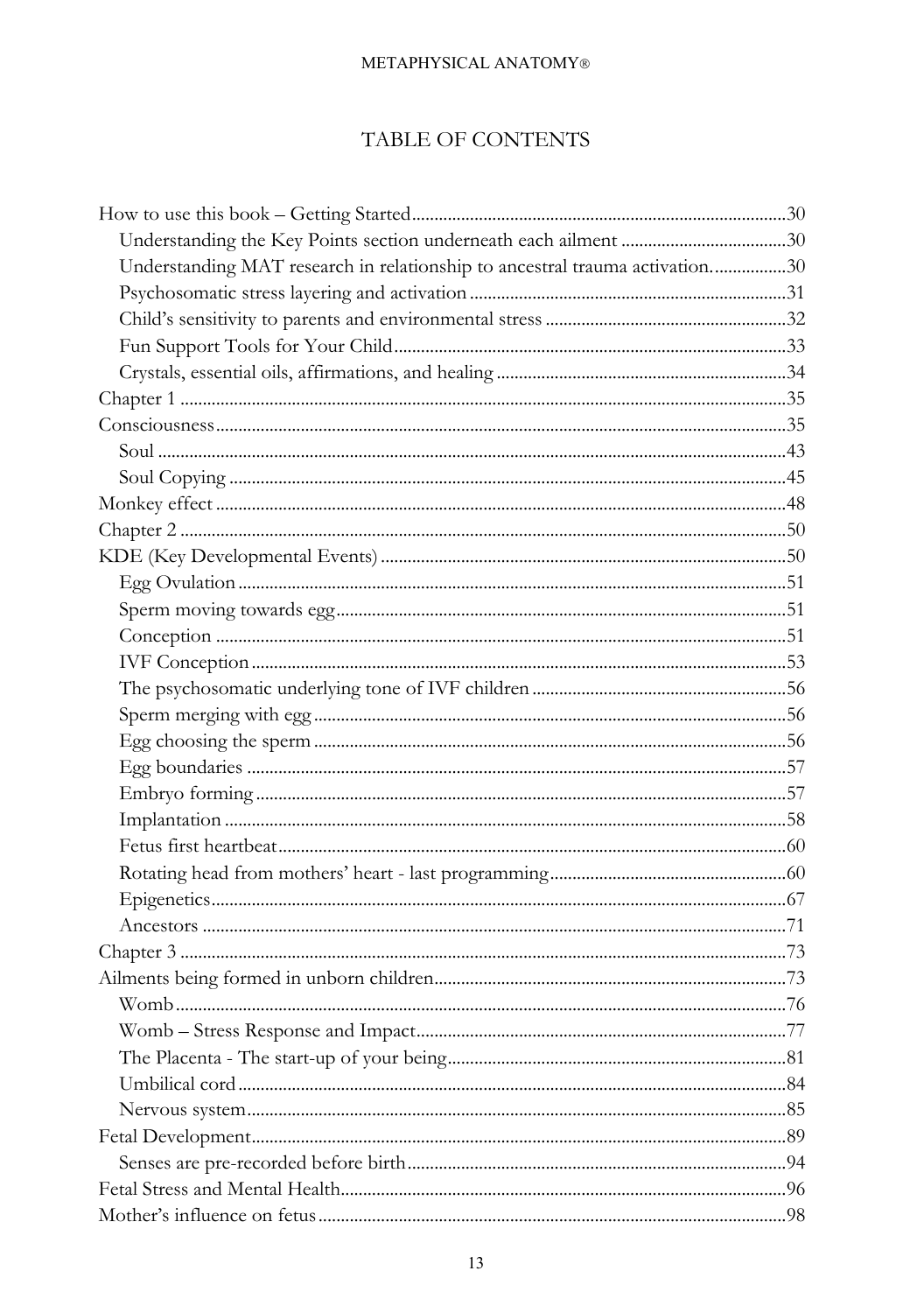# TABLE OF CONTENTS

- How to use this book – Getting Started ........ 30
  - Understanding the Key Points section underneath each ailment ........ 30
  - Understanding MAT research in relationship to ancestral trauma activation. ........ 30
  - Psychosomatic stress layering and activation ........ 31
  - Child's sensitivity to parents and environmental stress ........ 32
  - Fun Support Tools for Your Child ........ 33
  - Crystals, essential oils, affirmations, and healing ........ 34
- Chapter 1 ........ 35
- Consciousness ........ 35
  - Soul ........ 43
  - Soul Copying ........ 45
- Monkey effect ........ 48
- Chapter 2 ........ 50
- KDE (Key Developmental Events) ........ 50
  - Egg Ovulation ........ 51
  - Sperm moving towards egg ........ 51
  - Conception ........ 51
  - IVF Conception ........ 53
  - The psychosomatic underlying tone of IVF children ........ 56
  - Sperm merging with egg ........ 56
  - Egg choosing the sperm ........ 56
  - Egg boundaries ........ 57
  - Embryo forming ........ 57
  - Implantation ........ 58
  - Fetus first heartbeat ........ 60
  - Rotating head from mothers' heart - last programming ........ 60
  - Epigenetics ........ 67
  - Ancestors ........ 71
- Chapter 3 ........ 73
- Ailments being formed in unborn children ........ 73
  - Womb ........ 76
  - Womb – Stress Response and Impact ........ 77
  - The Placenta - The start-up of your being ........ 81
  - Umbilical cord ........ 84
  - Nervous system ........ 85
- Fetal Development ........ 89
  - Senses are pre-recorded before birth ........ 94
- Fetal Stress and Mental Health ........ 96
- Mother's influence on fetus ........ 98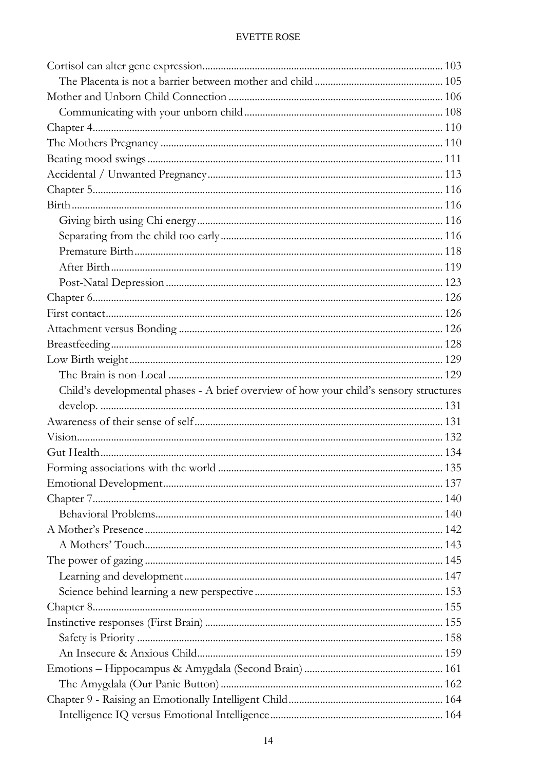- Cortisol can alter gene expression 103
  - The Placenta is not a barrier between mother and child 105
- Mother and Unborn Child Connection 106
  - Communicating with your unborn child 108
- Chapter 4 110
- The Mothers Pregnancy 110
- Beating mood swings 111
- Accidental / Unwanted Pregnancy 113
- Chapter 5 116
- Birth 116
  - Giving birth using Chi energy 116
  - Separating from the child too early 116
  - Premature Birth 118
  - After Birth 119
  - Post-Natal Depression 123
- Chapter 6 126
- First contact 126
- Attachment versus Bonding 126
- Breastfeeding 128
- Low Birth weight 129
  - The Brain is non-Local 129
  - Child's developmental phases - A brief overview of how your child's sensory structures develop. 131
- Awareness of their sense of self 131
- Vision 132
- Gut Health 134
- Forming associations with the world 135
- Emotional Development 137
- Chapter 7 140
  - Behavioral Problems 140
- A Mother's Presence 142
  - A Mothers' Touch 143
- The power of gazing 145
  - Learning and development 147
  - Science behind learning a new perspective 153
- Chapter 8 155
- Instinctive responses (First Brain) 155
  - Safety is Priority 158
  - An Insecure & Anxious Child 159
- Emotions – Hippocampus & Amygdala (Second Brain) 161
  - The Amygdala (Our Panic Button) 162
- Chapter 9 - Raising an Emotionally Intelligent Child 164
  - Intelligence IQ versus Emotional Intelligence 164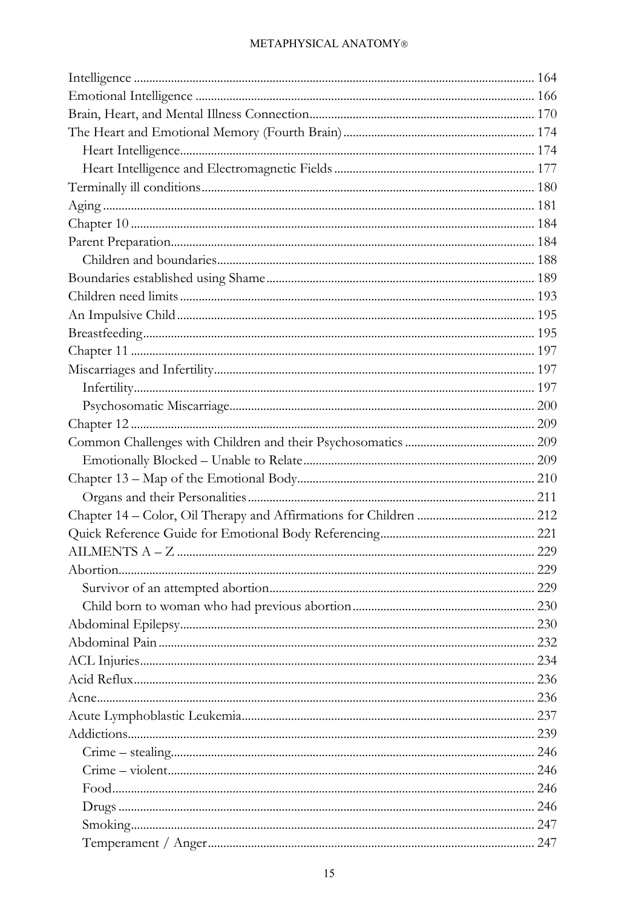Intelligence ............................................................................................................ 164
Emotional Intelligence ............................................................................................ 166
Brain, Heart, and Mental Illness Connection.......................................................... 170
The Heart and Emotional Memory (Fourth Brain) ................................................ 174
  Heart Intelligence................................................................................................ 174
  Heart Intelligence and Electromagnetic Fields ................................................... 177
Terminally ill conditions.......................................................................................... 180
Aging ....................................................................................................................... 181
Chapter 10 ............................................................................................................... 184
Parent Preparation................................................................................................... 184
  Children and boundaries...................................................................................... 188
Boundaries established using Shame ...................................................................... 189
Children need limits ................................................................................................ 193
An Impulsive Child .................................................................................................. 195
Breastfeeding........................................................................................................... 195
Chapter 11 ............................................................................................................... 197
Miscarriages and Infertility...................................................................................... 197
  Infertility.............................................................................................................. 197
  Psychosomatic Miscarriage.................................................................................. 200
Chapter 12 ............................................................................................................... 209
Common Challenges with Children and their Psychosomatics .............................. 209
  Emotionally Blocked – Unable to Relate............................................................ 209
Chapter 13 – Map of the Emotional Body............................................................... 210
  Organs and their Personalities............................................................................. 211
Chapter 14 – Color, Oil Therapy and Affirmations for Children ........................... 212
Quick Reference Guide for Emotional Body Referencing....................................... 221
AILMENTS A – Z ................................................................................................... 229
Abortion................................................................................................................... 229
  Survivor of an attempted abortion....................................................................... 229
  Child born to woman who had previous abortion ............................................... 230
Abdominal Epilepsy................................................................................................. 230
Abdominal Pain ....................................................................................................... 232
ACL Injuries............................................................................................................. 234
Acid Reflux............................................................................................................... 236
Acne.......................................................................................................................... 236
Acute Lymphoblastic Leukemia............................................................................... 237
Addictions................................................................................................................ 239
  Crime – stealing................................................................................................... 246
  Crime – violent.................................................................................................... 246
  Food..................................................................................................................... 246
  Drugs ................................................................................................................... 246
  Smoking............................................................................................................... 247
  Temperament / Anger.......................................................................................... 247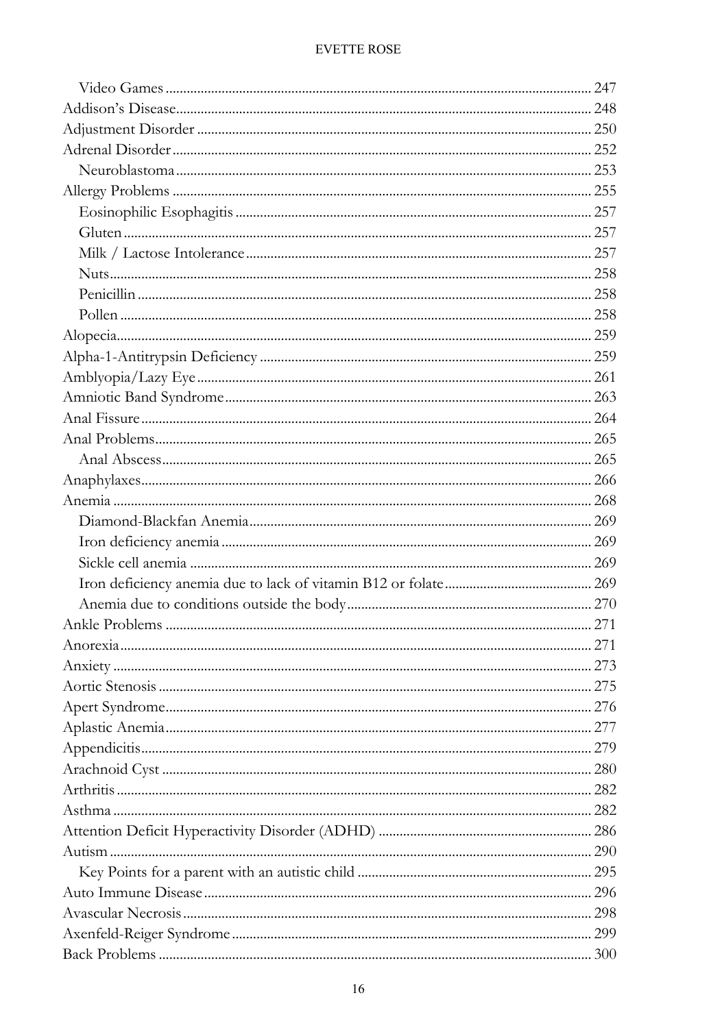- Video Games ........ 247
- Addison's Disease ........ 248
- Adjustment Disorder ........ 250
- Adrenal Disorder ........ 252
  - Neuroblastoma ........ 253
- Allergy Problems ........ 255
  - Eosinophilic Esophagitis ........ 257
  - Gluten ........ 257
  - Milk / Lactose Intolerance ........ 257
  - Nuts ........ 258
  - Penicillin ........ 258
  - Pollen ........ 258
- Alopecia ........ 259
- Alpha-1-Antitrypsin Deficiency ........ 259
- Amblyopia/Lazy Eye ........ 261
- Amniotic Band Syndrome ........ 263
- Anal Fissure ........ 264
- Anal Problems ........ 265
  - Anal Abscess ........ 265
- Anaphylaxes ........ 266
- Anemia ........ 268
  - Diamond-Blackfan Anemia ........ 269
  - Iron deficiency anemia ........ 269
  - Sickle cell anemia ........ 269
  - Iron deficiency anemia due to lack of vitamin B12 or folate ........ 269
  - Anemia due to conditions outside the body ........ 270
- Ankle Problems ........ 271
- Anorexia ........ 271
- Anxiety ........ 273
- Aortic Stenosis ........ 275
- Apert Syndrome ........ 276
- Aplastic Anemia ........ 277
- Appendicitis ........ 279
- Arachnoid Cyst ........ 280
- Arthritis ........ 282
- Asthma ........ 282
- Attention Deficit Hyperactivity Disorder (ADHD) ........ 286
- Autism ........ 290
  - Key Points for a parent with an autistic child ........ 295
- Auto Immune Disease ........ 296
- Avascular Necrosis ........ 298
- Axenfeld-Reiger Syndrome ........ 299
- Back Problems ........ 300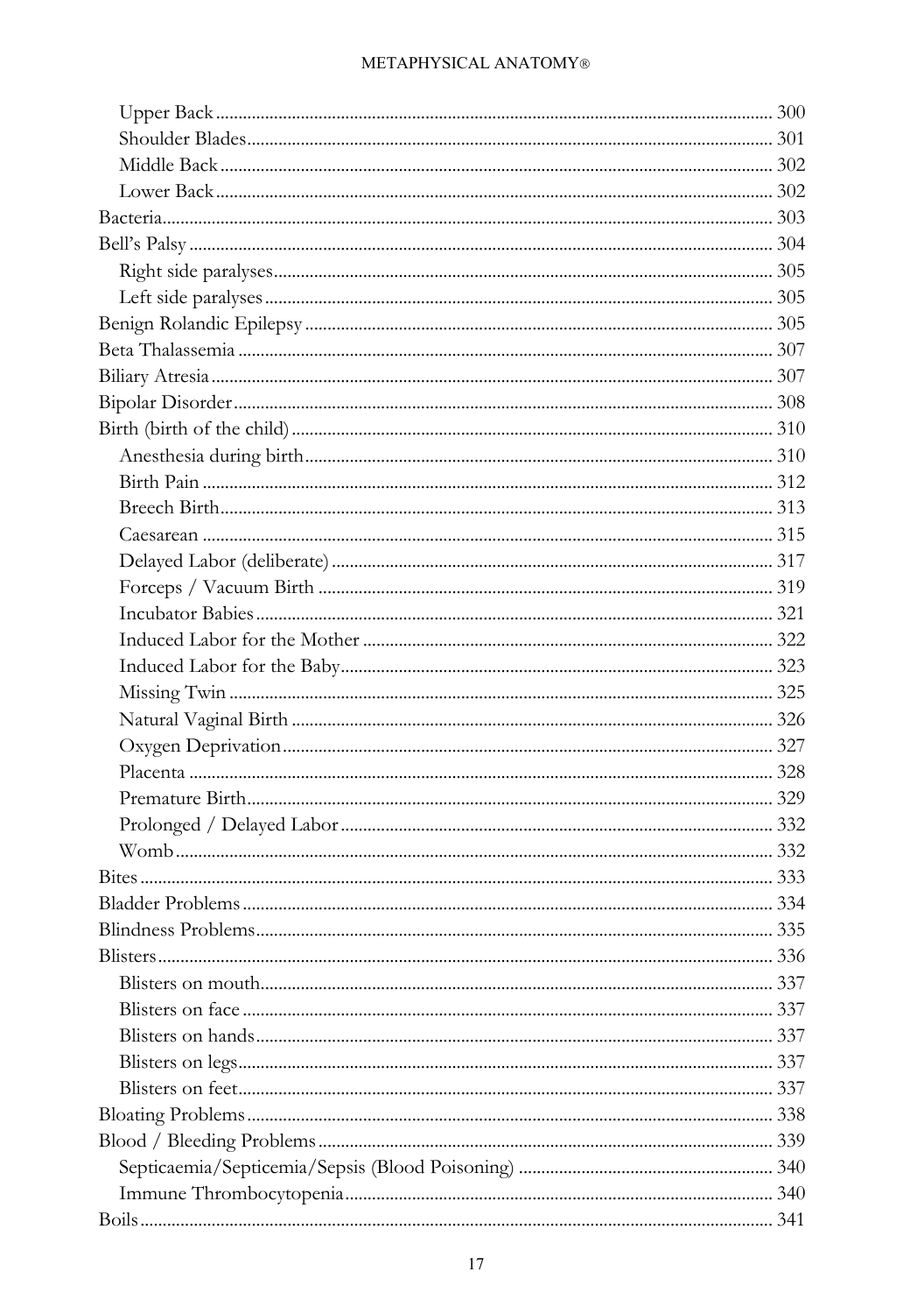- Upper Back ........................................................................................................ 300
- Shoulder Blades ................................................................................................. 301
- Middle Back ....................................................................................................... 302
- Lower Back ........................................................................................................ 302

Bacteria ................................................................................................................... 303

Bell's Palsy ............................................................................................................. 304

- Right side paralyses .......................................................................................... 305
- Left side paralyses ............................................................................................ 305

Benign Rolandic Epilepsy ..................................................................................... 305

Beta Thalassemia .................................................................................................... 307

Biliary Atresia ......................................................................................................... 307

Bipolar Disorder ..................................................................................................... 308

Birth (birth of the child) ........................................................................................ 310

- Anesthesia during birth .................................................................................... 310
- Birth Pain ........................................................................................................... 312
- Breech Birth ....................................................................................................... 313
- Caesarean ........................................................................................................... 315
- Delayed Labor (deliberate) ............................................................................... 317
- Forceps / Vacuum Birth ................................................................................... 319
- Incubator Babies ................................................................................................ 321
- Induced Labor for the Mother ......................................................................... 322
- Induced Labor for the Baby ............................................................................. 323
- Missing Twin ...................................................................................................... 325
- Natural Vaginal Birth ........................................................................................ 326
- Oxygen Deprivation .......................................................................................... 327
- Placenta .............................................................................................................. 328
- Premature Birth ................................................................................................. 329
- Prolonged / Delayed Labor .............................................................................. 332
- Womb ................................................................................................................. 332

Bites ......................................................................................................................... 333

Bladder Problems ................................................................................................... 334

Blindness Problems ................................................................................................ 335

Blisters ..................................................................................................................... 336

- Blisters on mouth .............................................................................................. 337
- Blisters on face ................................................................................................... 337
- Blisters on hands ............................................................................................... 337
- Blisters on legs ................................................................................................... 337
- Blisters on feet ................................................................................................... 337

Bloating Problems .................................................................................................. 338

Blood / Bleeding Problems .................................................................................... 339

- Septicaemia/Septicemia/Sepsis (Blood Poisoning) ........................................ 340
- Immune Thrombocytopenia ............................................................................. 340

Boils ......................................................................................................................... 341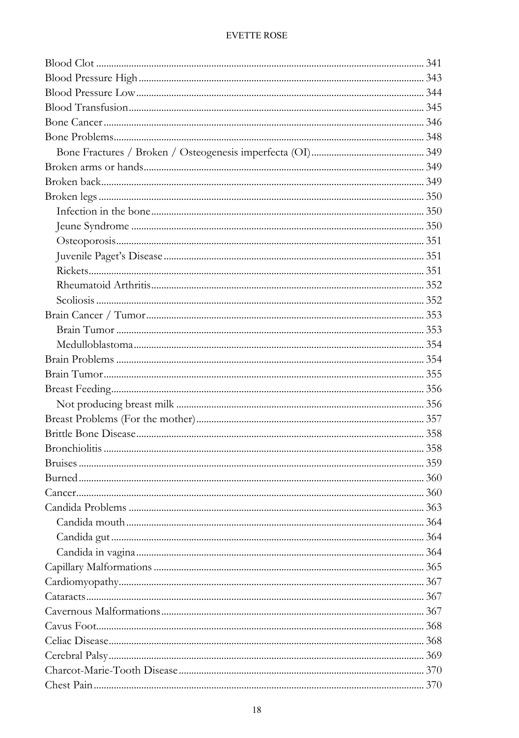Blood Clot ........................................................................................................ 341
Blood Pressure High ........................................................................................ 343
Blood Pressure Low ......................................................................................... 344
Blood Transfusion ............................................................................................ 345
Bone Cancer ...................................................................................................... 346
Bone Problems .................................................................................................. 348
  Bone Fractures / Broken / Osteogenesis imperfecta (OI) ........................... 349
Broken arms or hands ...................................................................................... 349
Broken back ....................................................................................................... 349
Broken legs ........................................................................................................ 350
  Infection in the bone ................................................................................... 350
  Jeune Syndrome ........................................................................................... 350
  Osteoporosis ................................................................................................. 351
  Juvenile Paget's Disease .............................................................................. 351
  Rickets ........................................................................................................... 351
  Rheumatoid Arthritis ................................................................................... 352
  Scoliosis ........................................................................................................ 352
Brain Cancer / Tumor ...................................................................................... 353
  Brain Tumor ................................................................................................. 353
  Medulloblastoma .......................................................................................... 354
Brain Problems ................................................................................................. 354
Brain Tumor ...................................................................................................... 355
Breast Feeding ................................................................................................... 356
  Not producing breast milk .......................................................................... 356
Breast Problems (For the mother) .................................................................. 357
Brittle Bone Disease ......................................................................................... 358
Bronchiolitis ...................................................................................................... 358
Bruises ............................................................................................................... 359
Burned ............................................................................................................... 360
Cancer ................................................................................................................ 360
Candida Problems ............................................................................................ 363
  Candida mouth ............................................................................................. 364
  Candida gut ................................................................................................... 364
  Candida in vagina ......................................................................................... 364
Capillary Malformations .................................................................................. 365
Cardiomyopathy ................................................................................................ 367
Cataracts ............................................................................................................ 367
Cavernous Malformations ............................................................................... 367
Cavus Foot ......................................................................................................... 368
Celiac Disease .................................................................................................... 368
Cerebral Palsy .................................................................................................... 369
Charcot-Marie-Tooth Disease ......................................................................... 370
Chest Pain .......................................................................................................... 370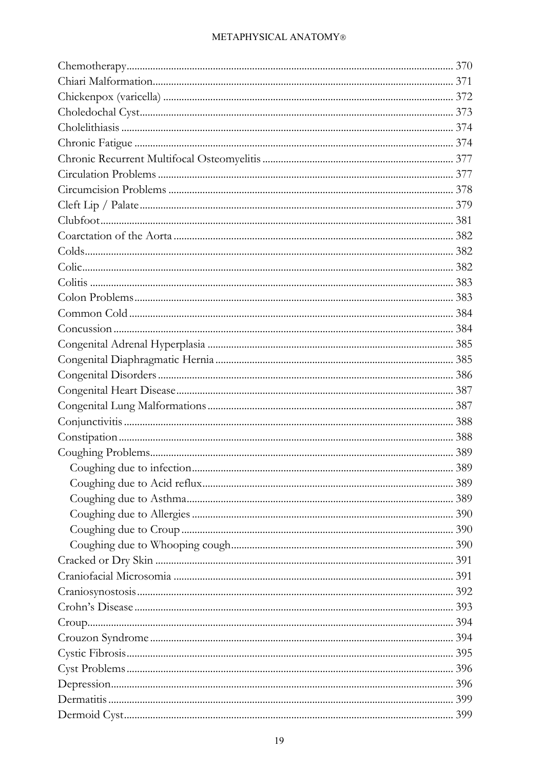Chemotherapy 370
Chiari Malformation 371
Chickenpox (varicella) 372
Choledochal Cyst 373
Cholelithiasis 374
Chronic Fatigue 374
Chronic Recurrent Multifocal Osteomyelitis 377
Circulation Problems 377
Circumcision Problems 378
Cleft Lip / Palate 379
Clubfoot 381
Coarctation of the Aorta 382
Colds 382
Colic 382
Colitis 383
Colon Problems 383
Common Cold 384
Concussion 384
Congenital Adrenal Hyperplasia 385
Congenital Diaphragmatic Hernia 385
Congenital Disorders 386
Congenital Heart Disease 387
Congenital Lung Malformations 387
Conjunctivitis 388
Constipation 388
Coughing Problems 389
- Coughing due to infection 389
- Coughing due to Acid reflux 389
- Coughing due to Asthma 389
- Coughing due to Allergies 390
- Coughing due to Croup 390
- Coughing due to Whooping cough 390

Cracked or Dry Skin 391
Craniofacial Microsomia 391
Craniosynostosis 392
Crohn's Disease 393
Croup 394
Crouzon Syndrome 394
Cystic Fibrosis 395
Cyst Problems 396
Depression 396
Dermatitis 399
Dermoid Cyst 399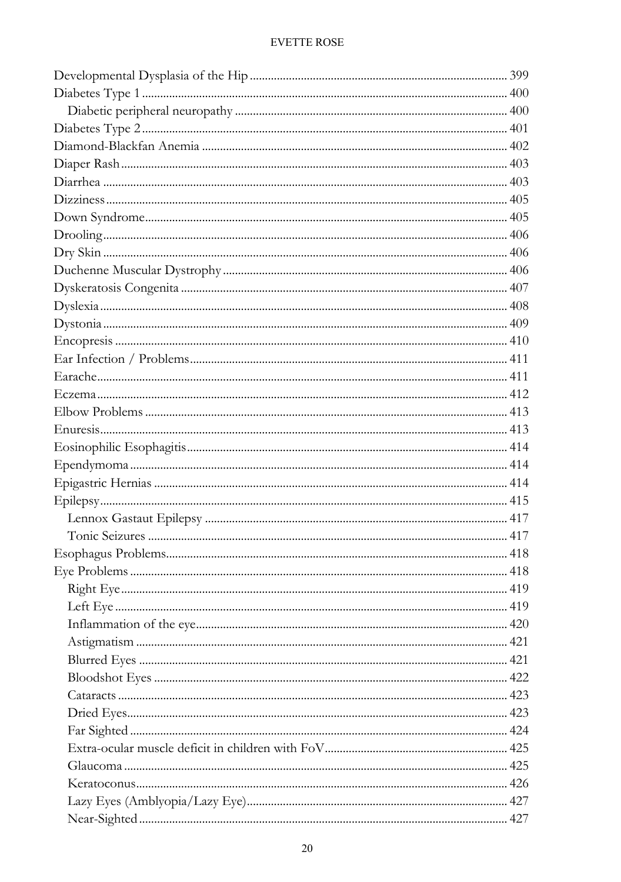- Developmental Dysplasia of the Hip ... 399
- Diabetes Type 1 ... 400
    - Diabetic peripheral neuropathy ... 400
- Diabetes Type 2 ... 401
- Diamond-Blackfan Anemia ... 402
- Diaper Rash ... 403
- Diarrhea ... 403
- Dizziness ... 405
- Down Syndrome ... 405
- Drooling ... 406
- Dry Skin ... 406
- Duchenne Muscular Dystrophy ... 406
- Dyskeratosis Congenita ... 407
- Dyslexia ... 408
- Dystonia ... 409
- Encopresis ... 410
- Ear Infection / Problems ... 411
- Earache ... 411
- Eczema ... 412
- Elbow Problems ... 413
- Enuresis ... 413
- Eosinophilic Esophagitis ... 414
- Ependymoma ... 414
- Epigastric Hernias ... 414
- Epilepsy ... 415
    - Lennox Gastaut Epilepsy ... 417
    - Tonic Seizures ... 417
- Esophagus Problems ... 418
- Eye Problems ... 418
    - Right Eye ... 419
    - Left Eye ... 419
    - Inflammation of the eye ... 420
    - Astigmatism ... 421
    - Blurred Eyes ... 421
    - Bloodshot Eyes ... 422
    - Cataracts ... 423
    - Dried Eyes ... 423
    - Far Sighted ... 424
    - Extra-ocular muscle deficit in children with FoV ... 425
    - Glaucoma ... 425
    - Keratoconus ... 426
    - Lazy Eyes (Amblyopia/Lazy Eye) ... 427
    - Near-Sighted ... 427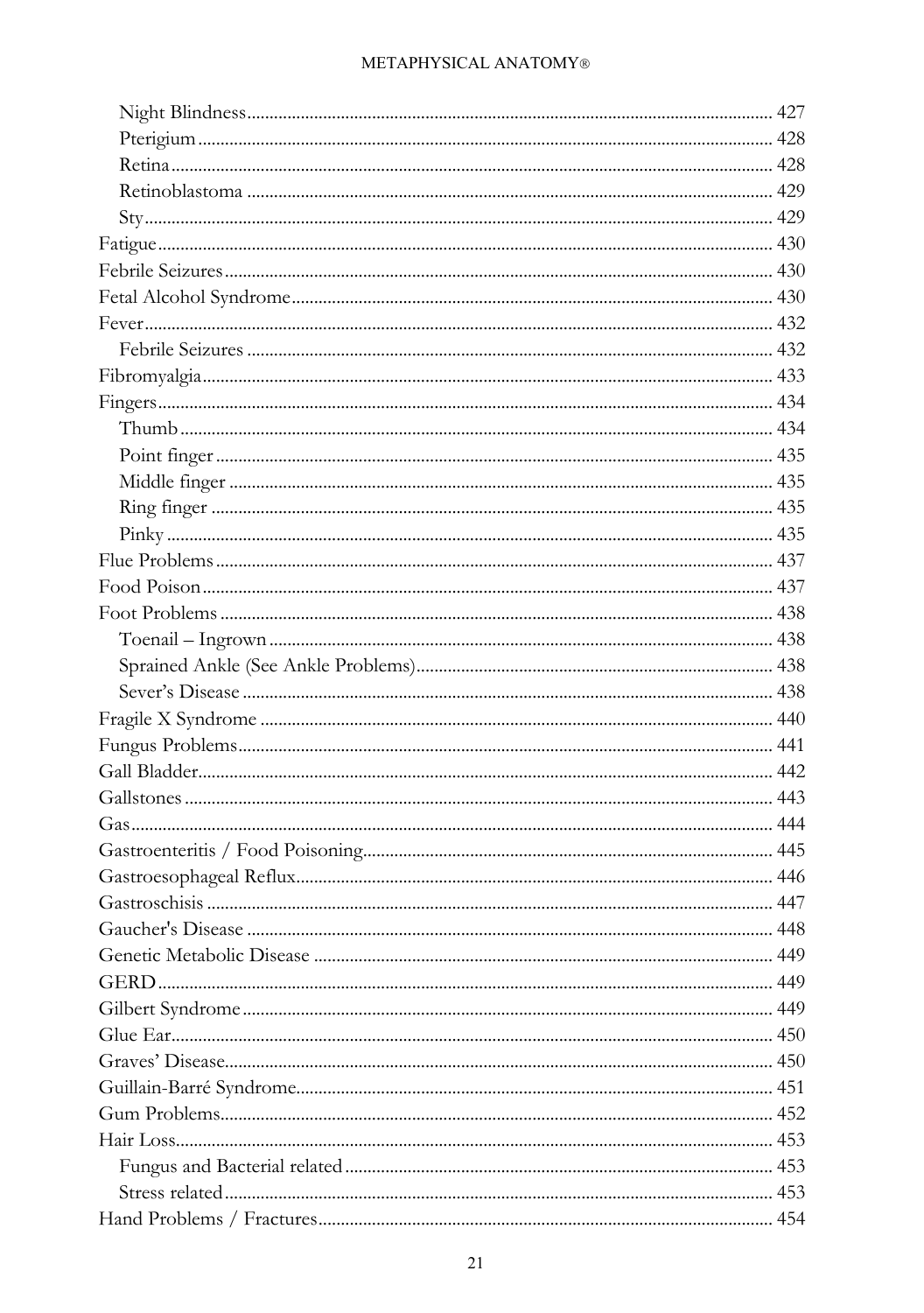Night Blindness .......... 427
Pterigium .......... 428
Retina .......... 428
Retinoblastoma .......... 429
Sty .......... 429
Fatigue .......... 430
Febrile Seizures .......... 430
Fetal Alcohol Syndrome .......... 430
Fever .......... 432
Febrile Seizures .......... 432
Fibromyalgia .......... 433
Fingers .......... 434
Thumb .......... 434
Point finger .......... 435
Middle finger .......... 435
Ring finger .......... 435
Pinky .......... 435
Flue Problems .......... 437
Food Poison .......... 437
Foot Problems .......... 438
Toenail – Ingrown .......... 438
Sprained Ankle (See Ankle Problems) .......... 438
Sever's Disease .......... 438
Fragile X Syndrome .......... 440
Fungus Problems .......... 441
Gall Bladder .......... 442
Gallstones .......... 443
Gas .......... 444
Gastroenteritis / Food Poisoning .......... 445
Gastroesophageal Reflux .......... 446
Gastroschisis .......... 447
Gaucher's Disease .......... 448
Genetic Metabolic Disease .......... 449
GERD .......... 449
Gilbert Syndrome .......... 449
Glue Ear .......... 450
Graves' Disease .......... 450
Guillain-Barré Syndrome .......... 451
Gum Problems .......... 452
Hair Loss .......... 453
Fungus and Bacterial related .......... 453
Stress related .......... 453
Hand Problems / Fractures .......... 454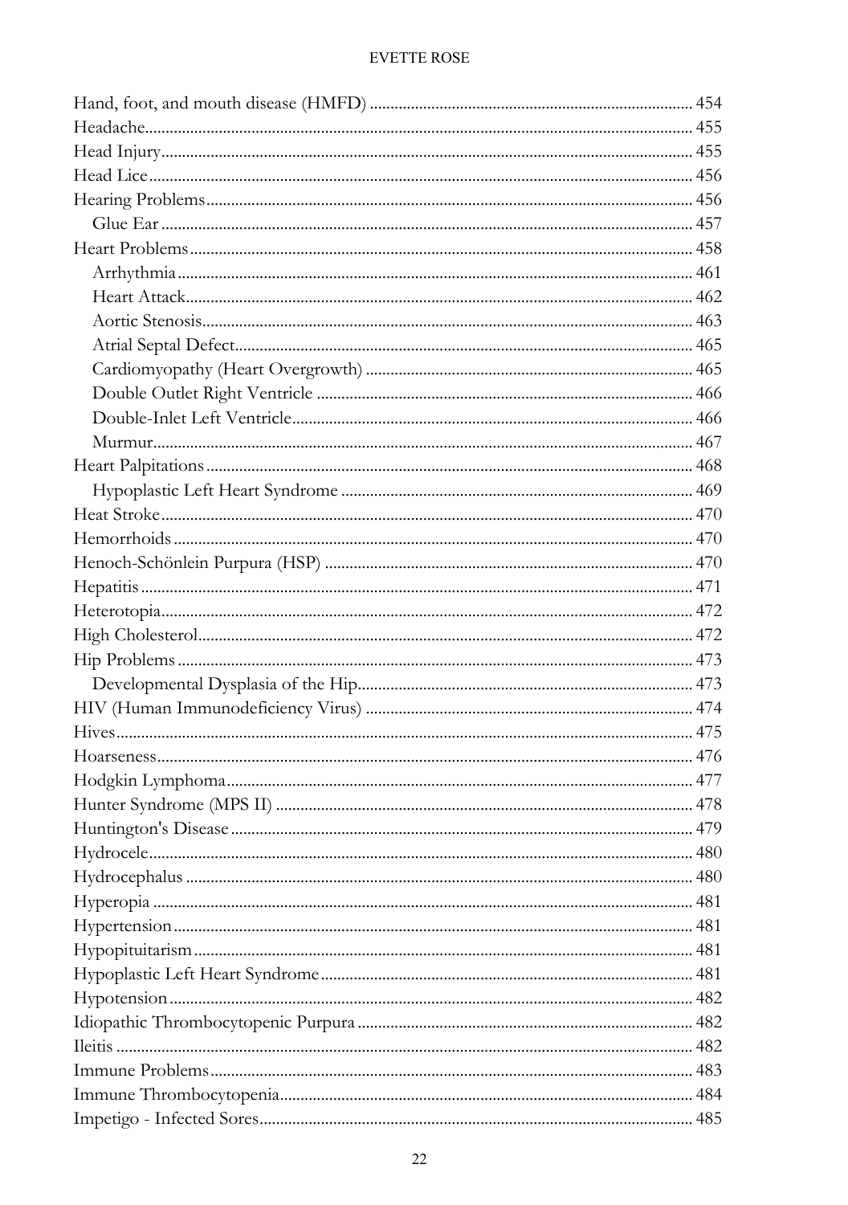Hand, foot, and mouth disease (HMFD) ............................................................................ 454
Headache.................................................................................................................... 455
Head Injury................................................................................................................. 455
Head Lice.................................................................................................................... 456
Hearing Problems...................................................................................................... 456
  Glue Ear ................................................................................................................. 457
Heart Problems........................................................................................................... 458
  Arrhythmia.............................................................................................................. 461
  Heart Attack............................................................................................................ 462
  Aortic Stenosis........................................................................................................ 463
  Atrial Septal Defect................................................................................................. 465
  Cardiomyopathy (Heart Overgrowth) .................................................................. 465
  Double Outlet Right Ventricle .............................................................................. 466
  Double-Inlet Left Ventricle.................................................................................... 466
  Murmur.................................................................................................................... 467
Heart Palpitations....................................................................................................... 468
  Hypoplastic Left Heart Syndrome ........................................................................ 469
Heat Stroke.................................................................................................................. 470
Hemorrhoids............................................................................................................... 470
Henoch-Schönlein Purpura (HSP) ........................................................................... 470
Hepatitis...................................................................................................................... 471
Heterotopia.................................................................................................................. 472
High Cholesterol......................................................................................................... 472
Hip Problems.............................................................................................................. 473
  Developmental Dysplasia of the Hip.................................................................... 473
HIV (Human Immunodeficiency Virus) .................................................................. 474
Hives............................................................................................................................ 475
Hoarseness.................................................................................................................. 476
Hodgkin Lymphoma.................................................................................................. 477
Hunter Syndrome (MPS II) ....................................................................................... 478
Huntington's Disease................................................................................................. 479
Hydrocele.................................................................................................................... 480
Hydrocephalus ........................................................................................................... 480
Hyperopia ................................................................................................................... 481
Hypertension.............................................................................................................. 481
Hypopituitarism......................................................................................................... 481
Hypoplastic Left Heart Syndrome............................................................................ 481
Hypotension............................................................................................................... 482
Idiopathic Thrombocytopenic Purpura................................................................... 482
Ileitis ........................................................................................................................... 482
Immune Problems...................................................................................................... 483
Immune Thrombocytopenia...................................................................................... 484
Impetigo - Infected Sores........................................................................................... 485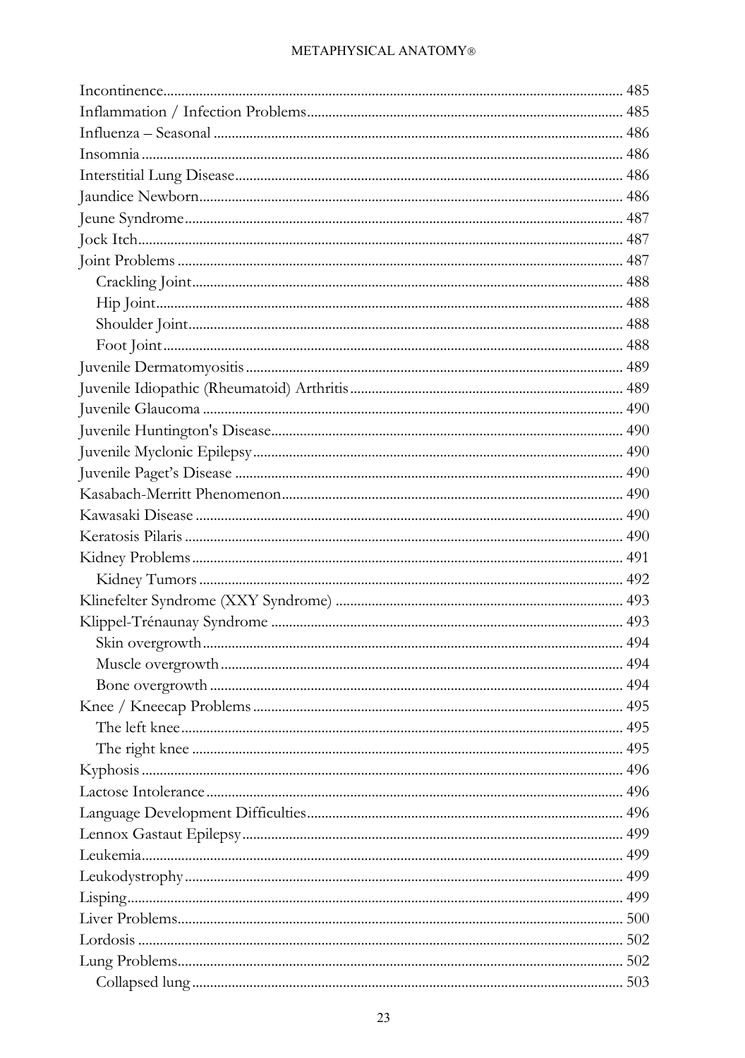Incontinence........................................................................................................ 485
Inflammation / Infection Problems.................................................................... 485
Influenza – Seasonal ........................................................................................... 486
Insomnia .............................................................................................................. 486
Interstitial Lung Disease...................................................................................... 486
Jaundice Newborn................................................................................................ 486
Jeune Syndrome.................................................................................................... 487
Jock Itch................................................................................................................ 487
Joint Problems ...................................................................................................... 487
    Crackling Joint.................................................................................................. 488
    Hip Joint............................................................................................................ 488
    Shoulder Joint.................................................................................................... 488
    Foot Joint........................................................................................................... 488
Juvenile Dermatomyositis.................................................................................... 489
Juvenile Idiopathic (Rheumatoid) Arthritis........................................................ 489
Juvenile Glaucoma ............................................................................................... 490
Juvenile Huntington's Disease.............................................................................. 490
Juvenile Myclonic Epilepsy.................................................................................. 490
Juvenile Paget's Disease ....................................................................................... 490
Kasabach-Merritt Phenomenon........................................................................... 490
Kawasaki Disease .................................................................................................. 490
Keratosis Pilaris .................................................................................................... 490
Kidney Problems................................................................................................... 491
    Kidney Tumors ................................................................................................. 492
Klinefelter Syndrome (XXY Syndrome) ............................................................. 493
Klippel-Trénaunay Syndrome ............................................................................. 493
    Skin overgrowth................................................................................................ 494
    Muscle overgrowth........................................................................................... 494
    Bone overgrowth .............................................................................................. 494
Knee / Kneecap Problems .................................................................................... 495
    The left knee..................................................................................................... 495
    The right knee .................................................................................................. 495
Kyphosis ................................................................................................................ 496
Lactose Intolerance ............................................................................................... 496
Language Development Difficulties..................................................................... 496
Lennox Gastaut Epilepsy...................................................................................... 499
Leukemia............................................................................................................... 499
Leukodystrophy..................................................................................................... 499
Lisping................................................................................................................... 499
Liver Problems....................................................................................................... 500
Lordosis ................................................................................................................. 502
Lung Problems....................................................................................................... 502
    Collapsed lung .................................................................................................. 503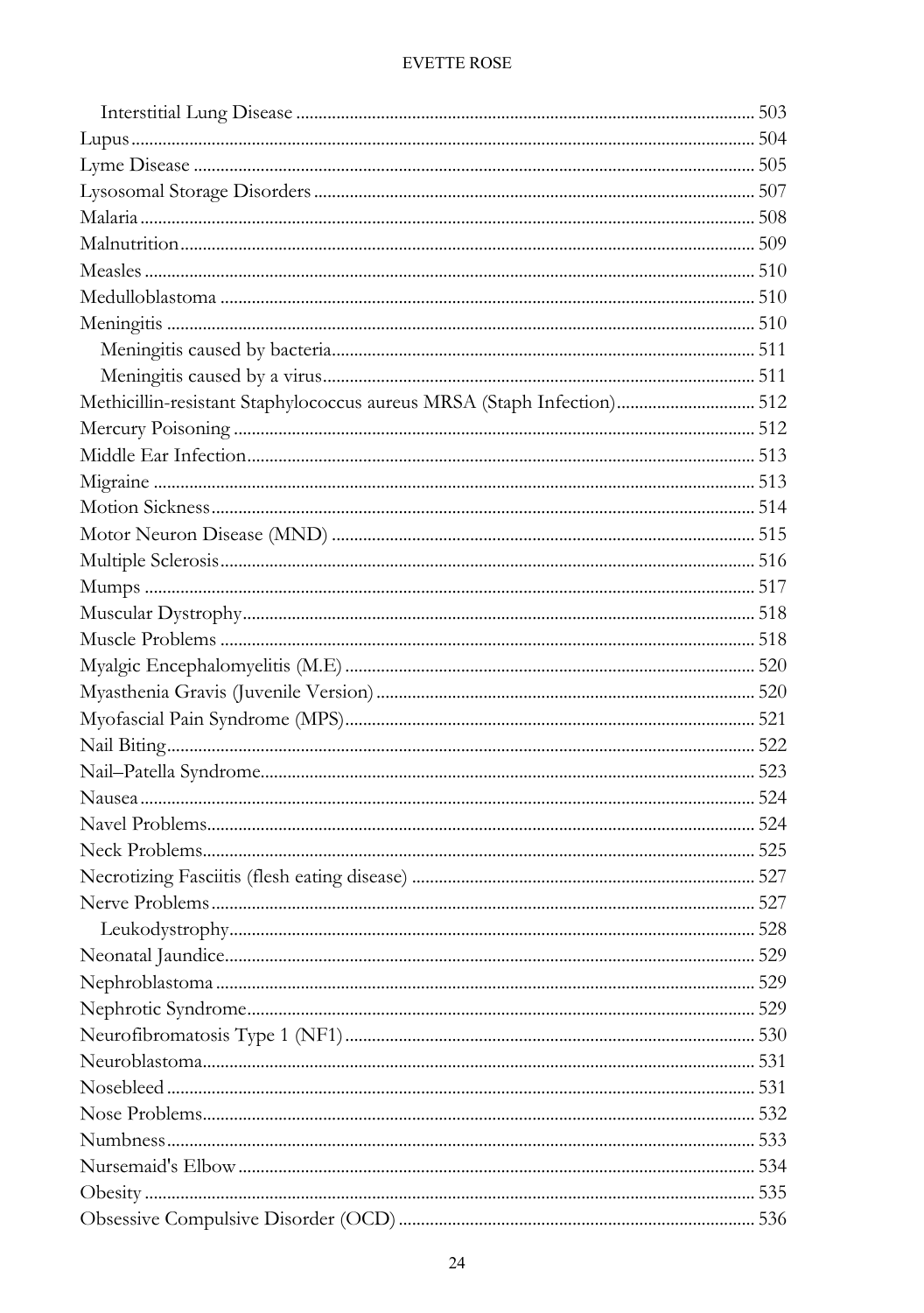- Interstitial Lung Disease ..................................................... 503
- Lupus ..................................................... 504
- Lyme Disease ..................................................... 505
- Lysosomal Storage Disorders ..................................................... 507
- Malaria ..................................................... 508
- Malnutrition ..................................................... 509
- Measles ..................................................... 510
- Medulloblastoma ..................................................... 510
- Meningitis ..................................................... 510
    - Meningitis caused by bacteria ..................................................... 511
    - Meningitis caused by a virus ..................................................... 511
- Methicillin-resistant Staphylococcus aureus MRSA (Staph Infection) ..................................................... 512
- Mercury Poisoning ..................................................... 512
- Middle Ear Infection ..................................................... 513
- Migraine ..................................................... 513
- Motion Sickness ..................................................... 514
- Motor Neuron Disease (MND) ..................................................... 515
- Multiple Sclerosis ..................................................... 516
- Mumps ..................................................... 517
- Muscular Dystrophy ..................................................... 518
- Muscle Problems ..................................................... 518
- Myalgic Encephalomyelitis (M.E) ..................................................... 520
- Myasthenia Gravis (Juvenile Version) ..................................................... 520
- Myofascial Pain Syndrome (MPS) ..................................................... 521
- Nail Biting ..................................................... 522
- Nail–Patella Syndrome ..................................................... 523
- Nausea ..................................................... 524
- Navel Problems ..................................................... 524
- Neck Problems ..................................................... 525
- Necrotizing Fasciitis (flesh eating disease) ..................................................... 527
- Nerve Problems ..................................................... 527
    - Leukodystrophy ..................................................... 528
- Neonatal Jaundice ..................................................... 529
- Nephroblastoma ..................................................... 529
- Nephrotic Syndrome ..................................................... 529
- Neurofibromatosis Type 1 (NF1) ..................................................... 530
- Neuroblastoma ..................................................... 531
- Nosebleed ..................................................... 531
- Nose Problems ..................................................... 532
- Numbness ..................................................... 533
- Nursemaid's Elbow ..................................................... 534
- Obesity ..................................................... 535
- Obsessive Compulsive Disorder (OCD) ..................................................... 536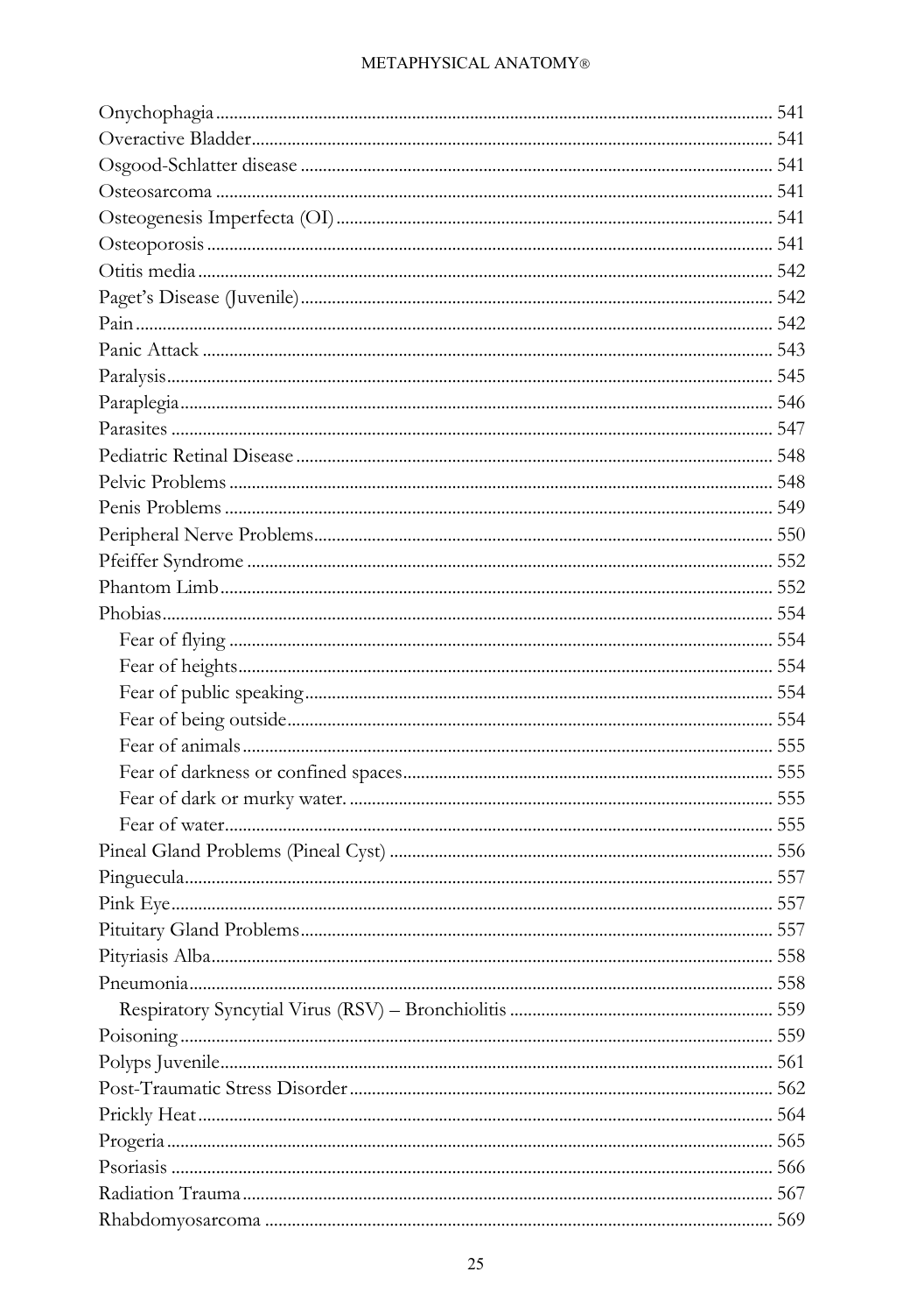Onychophagia ........................................................................................................... 541
Overactive Bladder ................................................................................................... 541
Osgood-Schlatter disease ......................................................................................... 541
Osteosarcoma ........................................................................................................... 541
Osteogenesis Imperfecta (OI) ................................................................................. 541
Osteoporosis ............................................................................................................. 541
Otitis media .............................................................................................................. 542
Paget's Disease (Juvenile) ........................................................................................ 542
Pain ............................................................................................................................ 542
Panic Attack ............................................................................................................. 543
Paralysis ..................................................................................................................... 545
Paraplegia .................................................................................................................. 546
Parasites .................................................................................................................... 547
Pediatric Retinal Disease ......................................................................................... 548
Pelvic Problems ........................................................................................................ 548
Penis Problems ......................................................................................................... 549
Peripheral Nerve Problems ...................................................................................... 550
Pfeiffer Syndrome .................................................................................................... 552
Phantom Limb .......................................................................................................... 552
Phobias ...................................................................................................................... 554
- Fear of flying ......................................................................................................... 554
- Fear of heights ....................................................................................................... 554
- Fear of public speaking ......................................................................................... 554
- Fear of being outside ............................................................................................. 554
- Fear of animals ...................................................................................................... 555
- Fear of darkness or confined spaces ................................................................... 555
- Fear of dark or murky water. ............................................................................... 555
- Fear of water .......................................................................................................... 555

Pineal Gland Problems (Pineal Cyst) ..................................................................... 556
Pinguecula ................................................................................................................. 557
Pink Eye .................................................................................................................... 557
Pituitary Gland Problems ........................................................................................ 557
Pityriasis Alba ........................................................................................................... 558
Pneumonia ................................................................................................................ 558
- Respiratory Syncytial Virus (RSV) – Bronchiolitis ........................................... 559

Poisoning .................................................................................................................. 559
Polyps Juvenile ......................................................................................................... 561
Post-Traumatic Stress Disorder ............................................................................. 562
Prickly Heat .............................................................................................................. 564
Progeria ..................................................................................................................... 565
Psoriasis .................................................................................................................... 566
Radiation Trauma ..................................................................................................... 567
Rhabdomyosarcoma ................................................................................................ 569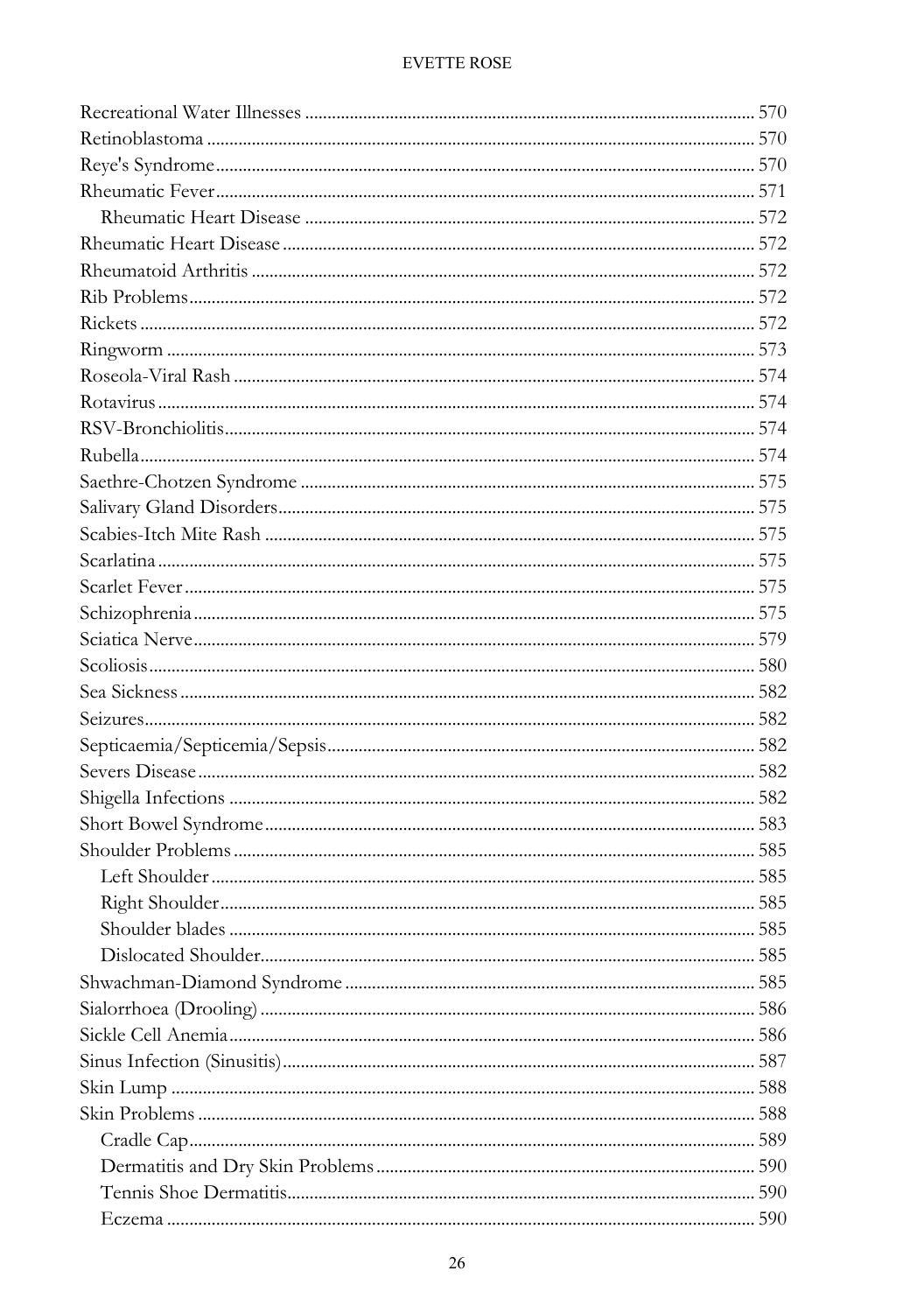Recreational Water Illnesses ........ 570
Retinoblastoma ........ 570
Reye's Syndrome ........ 570
Rheumatic Fever ........ 571
  Rheumatic Heart Disease ........ 572
Rheumatic Heart Disease ........ 572
Rheumatoid Arthritis ........ 572
Rib Problems ........ 572
Rickets ........ 572
Ringworm ........ 573
Roseola-Viral Rash ........ 574
Rotavirus ........ 574
RSV-Bronchiolitis ........ 574
Rubella ........ 574
Saethre-Chotzen Syndrome ........ 575
Salivary Gland Disorders ........ 575
Scabies-Itch Mite Rash ........ 575
Scarlatina ........ 575
Scarlet Fever ........ 575
Schizophrenia ........ 575
Sciatica Nerve ........ 579
Scoliosis ........ 580
Sea Sickness ........ 582
Seizures ........ 582
Septicaemia/Septicemia/Sepsis ........ 582
Severs Disease ........ 582
Shigella Infections ........ 582
Short Bowel Syndrome ........ 583
Shoulder Problems ........ 585
  Left Shoulder ........ 585
  Right Shoulder ........ 585
  Shoulder blades ........ 585
  Dislocated Shoulder ........ 585
Shwachman-Diamond Syndrome ........ 585
Sialorrhoea (Drooling) ........ 586
Sickle Cell Anemia ........ 586
Sinus Infection (Sinusitis) ........ 587
Skin Lump ........ 588
Skin Problems ........ 588
  Cradle Cap ........ 589
  Dermatitis and Dry Skin Problems ........ 590
  Tennis Shoe Dermatitis ........ 590
  Eczema ........ 590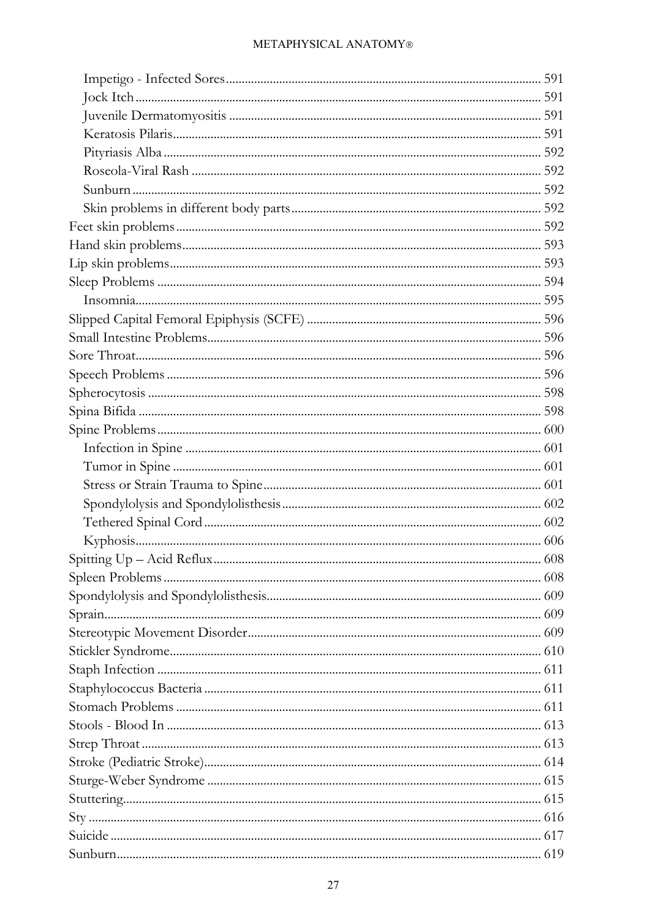- Impetigo - Infected Sores ... 591
- Jock Itch ... 591
- Juvenile Dermatomyositis ... 591
- Keratosis Pilaris ... 591
- Pityriasis Alba ... 592
- Roseola-Viral Rash ... 592
- Sunburn ... 592
- Skin problems in different body parts ... 592

Feet skin problems ... 592

Hand skin problems ... 593

Lip skin problems ... 593

Sleep Problems ... 594

- Insomnia ... 595

Slipped Capital Femoral Epiphysis (SCFE) ... 596

Small Intestine Problems ... 596

Sore Throat ... 596

Speech Problems ... 596

Spherocytosis ... 598

Spina Bifida ... 598

Spine Problems ... 600

- Infection in Spine ... 601
- Tumor in Spine ... 601
- Stress or Strain Trauma to Spine ... 601
- Spondylolysis and Spondylolisthesis ... 602
- Tethered Spinal Cord ... 602
- Kyphosis ... 606

Spitting Up – Acid Reflux ... 608

Spleen Problems ... 608

Spondylolysis and Spondylolisthesis ... 609

Sprain ... 609

Stereotypic Movement Disorder ... 609

Stickler Syndrome ... 610

Staph Infection ... 611

Staphylococcus Bacteria ... 611

Stomach Problems ... 611

Stools - Blood In ... 613

Strep Throat ... 613

Stroke (Pediatric Stroke) ... 614

Sturge-Weber Syndrome ... 615

Stuttering ... 615

Sty ... 616

Suicide ... 617

Sunburn ... 619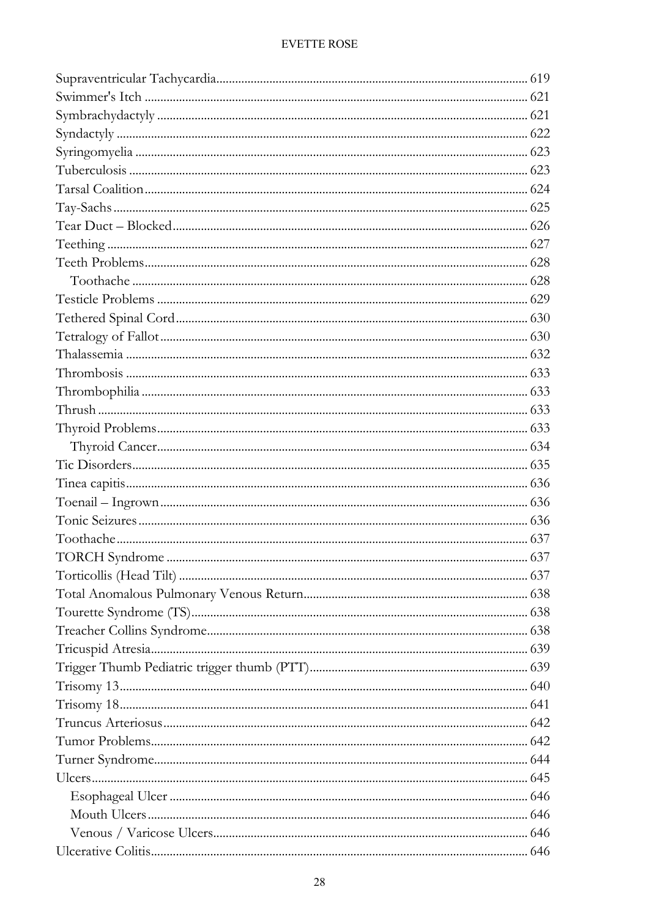Supraventricular Tachycardia ........ 619
Swimmer's Itch ........ 621
Symbrachydactyly ........ 621
Syndactyly ........ 622
Syringomyelia ........ 623
Tuberculosis ........ 623
Tarsal Coalition ........ 624
Tay-Sachs ........ 625
Tear Duct – Blocked ........ 626
Teething ........ 627
Teeth Problems ........ 628
    Toothache ........ 628
Testicle Problems ........ 629
Tethered Spinal Cord ........ 630
Tetralogy of Fallot ........ 630
Thalassemia ........ 632
Thrombosis ........ 633
Thrombophilia ........ 633
Thrush ........ 633
Thyroid Problems ........ 633
    Thyroid Cancer ........ 634
Tic Disorders ........ 635
Tinea capitis ........ 636
Toenail – Ingrown ........ 636
Tonic Seizures ........ 636
Toothache ........ 637
TORCH Syndrome ........ 637
Torticollis (Head Tilt) ........ 637
Total Anomalous Pulmonary Venous Return ........ 638
Tourette Syndrome (TS) ........ 638
Treacher Collins Syndrome ........ 638
Tricuspid Atresia ........ 639
Trigger Thumb Pediatric trigger thumb (PTT) ........ 639
Trisomy 13 ........ 640
Trisomy 18 ........ 641
Truncus Arteriosus ........ 642
Tumor Problems ........ 642
Turner Syndrome ........ 644
Ulcers ........ 645
    Esophageal Ulcer ........ 646
    Mouth Ulcers ........ 646
    Venous / Varicose Ulcers ........ 646
Ulcerative Colitis ........ 646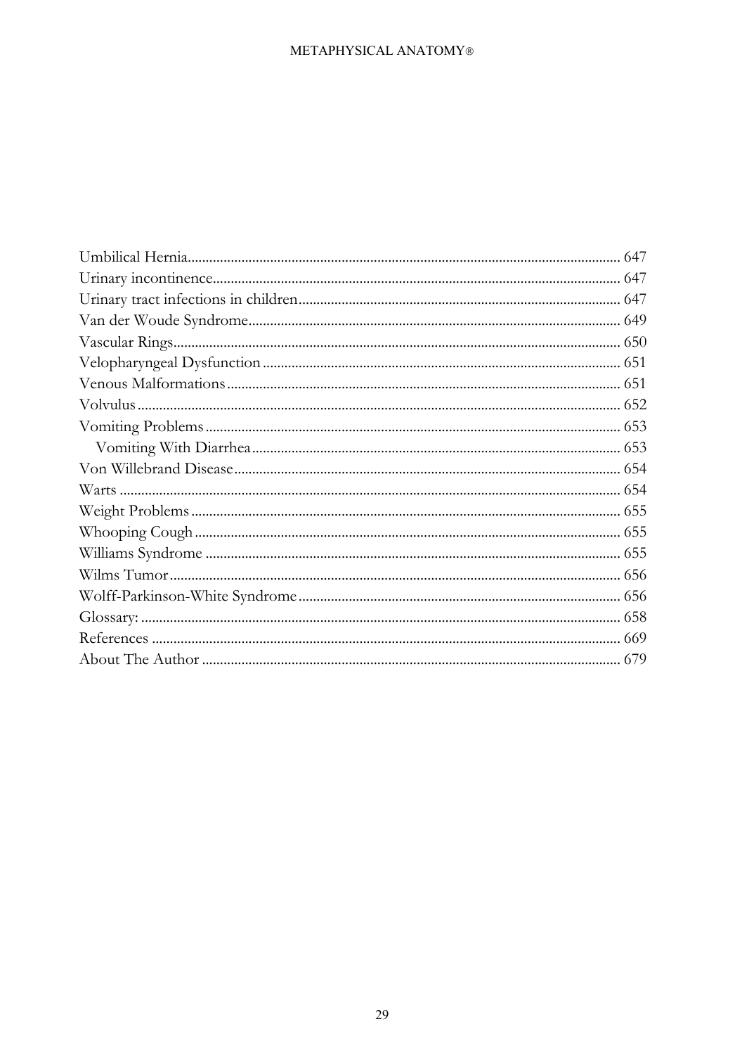Umbilical Hernia....................................................................................................... 647
Urinary incontinence................................................................................................ 647
Urinary tract infections in children......................................................................... 647
Van der Woude Syndrome...................................................................................... 649
Vascular Rings........................................................................................................... 650
Velopharyngeal Dysfunction.................................................................................. 651
Venous Malformations............................................................................................ 651
Volvulus..................................................................................................................... 652
Vomiting Problems.................................................................................................. 653
    Vomiting With Diarrhea...................................................................................... 653
Von Willebrand Disease.......................................................................................... 654
Warts......................................................................................................................... 654
Weight Problems...................................................................................................... 655
Whooping Cough..................................................................................................... 655
Williams Syndrome.................................................................................................. 655
Wilms Tumor............................................................................................................ 656
Wolff-Parkinson-White Syndrome......................................................................... 656
Glossary:.................................................................................................................... 658
References................................................................................................................. 669
About The Author.................................................................................................... 679